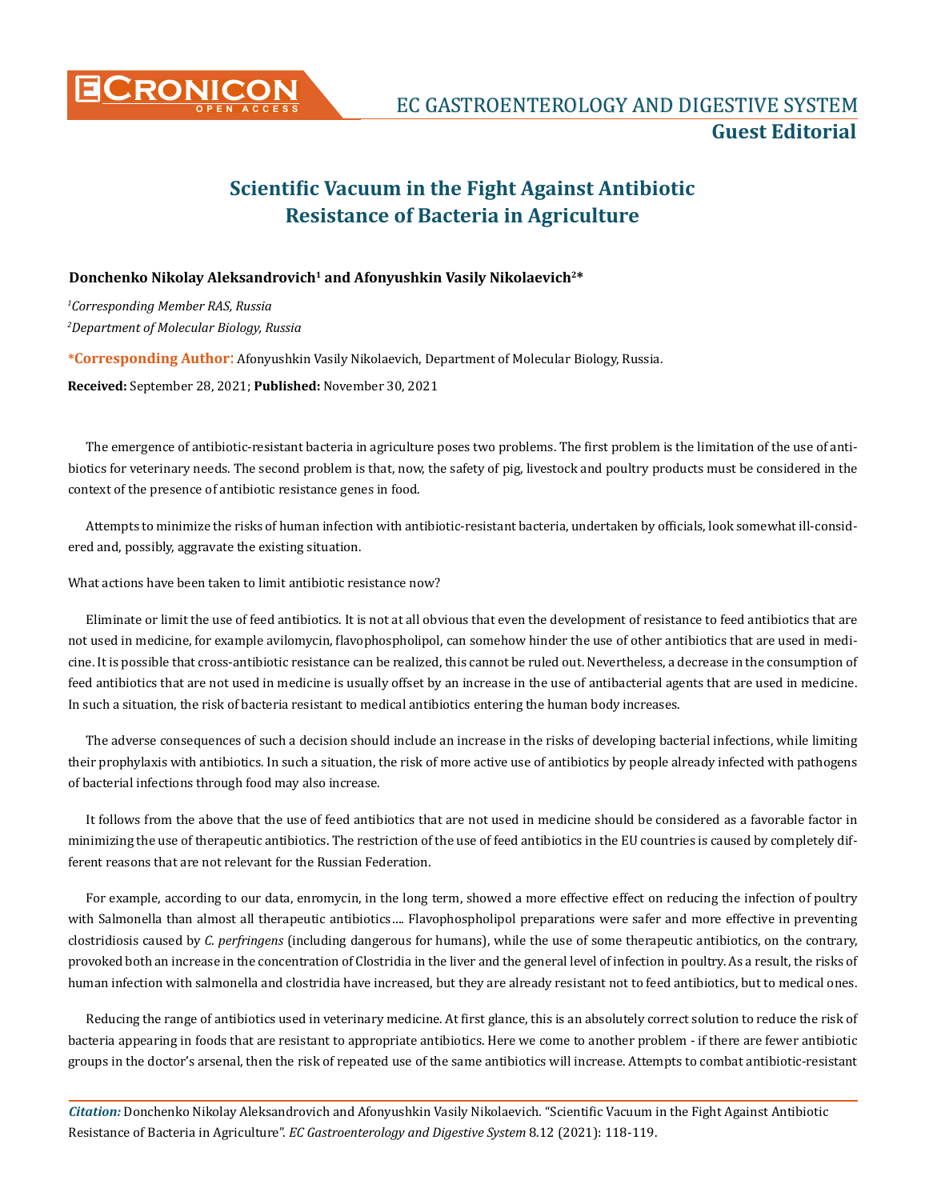# Scientific Vacuum in the Fight Against Antibiotic Resistance of Bacteria in Agriculture

**Donchenko Nikolay Aleksandrovich[1] and Afonyushkin Vasily Nikolaevich[2]***

*[1]Corresponding Member RAS, Russia*

*[2]Department of Molecular Biology, Russia*

***Corresponding Author**: Afonyushkin Vasily Nikolaevich, Department of Molecular Biology, Russia.

**Received:** September 28, 2021; **Published:** November 30, 2021

The emergence of antibiotic-resistant bacteria in agriculture poses two problems. The first problem is the limitation of the use of antibiotics for veterinary needs. The second problem is that, now, the safety of pig, livestock and poultry products must be considered in the context of the presence of antibiotic resistance genes in food.

Attempts to minimize the risks of human infection with antibiotic-resistant bacteria, undertaken by officials, look somewhat ill-considered and, possibly, aggravate the existing situation.

What actions have been taken to limit antibiotic resistance now?

Eliminate or limit the use of feed antibiotics. It is not at all obvious that even the development of resistance to feed antibiotics that are not used in medicine, for example avilomycin, flavophospholipol, can somehow hinder the use of other antibiotics that are used in medicine. It is possible that cross-antibiotic resistance can be realized, this cannot be ruled out. Nevertheless, a decrease in the consumption of feed antibiotics that are not used in medicine is usually offset by an increase in the use of antibacterial agents that are used in medicine. In such a situation, the risk of bacteria resistant to medical antibiotics entering the human body increases.

The adverse consequences of such a decision should include an increase in the risks of developing bacterial infections, while limiting their prophylaxis with antibiotics. In such a situation, the risk of more active use of antibiotics by people already infected with pathogens of bacterial infections through food may also increase.

It follows from the above that the use of feed antibiotics that are not used in medicine should be considered as a favorable factor in minimizing the use of therapeutic antibiotics. The restriction of the use of feed antibiotics in the EU countries is caused by completely different reasons that are not relevant for the Russian Federation.

For example, according to our data, enromycin, in the long term, showed a more effective effect on reducing the infection of poultry with Salmonella than almost all therapeutic antibiotics…. Flavophospholipol preparations were safer and more effective in preventing clostridiosis caused by *C. perfringens* (including dangerous for humans), while the use of some therapeutic antibiotics, on the contrary, provoked both an increase in the concentration of Clostridia in the liver and the general level of infection in poultry. As a result, the risks of human infection with salmonella and clostridia have increased, but they are already resistant not to feed antibiotics, but to medical ones.

Reducing the range of antibiotics used in veterinary medicine. At first glance, this is an absolutely correct solution to reduce the risk of bacteria appearing in foods that are resistant to appropriate antibiotics. Here we come to another problem - if there are fewer antibiotic groups in the doctor's arsenal, then the risk of repeated use of the same antibiotics will increase. Attempts to combat antibiotic-resistant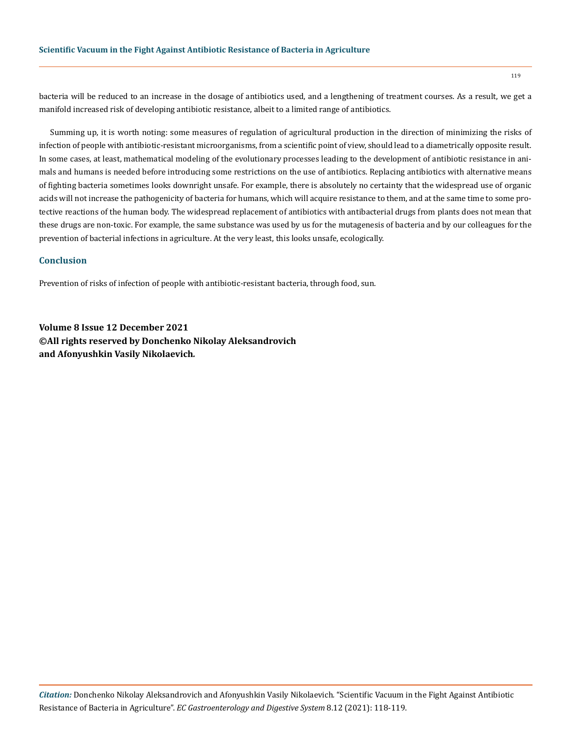bacteria will be reduced to an increase in the dosage of antibiotics used, and a lengthening of treatment courses. As a result, we get a manifold increased risk of developing antibiotic resistance, albeit to a limited range of antibiotics.

Summing up, it is worth noting: some measures of regulation of agricultural production in the direction of minimizing the risks of infection of people with antibiotic-resistant microorganisms, from a scientific point of view, should lead to a diametrically opposite result. In some cases, at least, mathematical modeling of the evolutionary processes leading to the development of antibiotic resistance in animals and humans is needed before introducing some restrictions on the use of antibiotics. Replacing antibiotics with alternative means of fighting bacteria sometimes looks downright unsafe. For example, there is absolutely no certainty that the widespread use of organic acids will not increase the pathogenicity of bacteria for humans, which will acquire resistance to them, and at the same time to some protective reactions of the human body. The widespread replacement of antibiotics with antibacterial drugs from plants does not mean that these drugs are non-toxic. For example, the same substance was used by us for the mutagenesis of bacteria and by our colleagues for the prevention of bacterial infections in agriculture. At the very least, this looks unsafe, ecologically.

## Conclusion

Prevention of risks of infection of people with antibiotic-resistant bacteria, through food, sun.

**Volume 8 Issue 12 December 2021**
**©All rights reserved by Donchenko Nikolay Aleksandrovich and Afonyushkin Vasily Nikolaevich.**